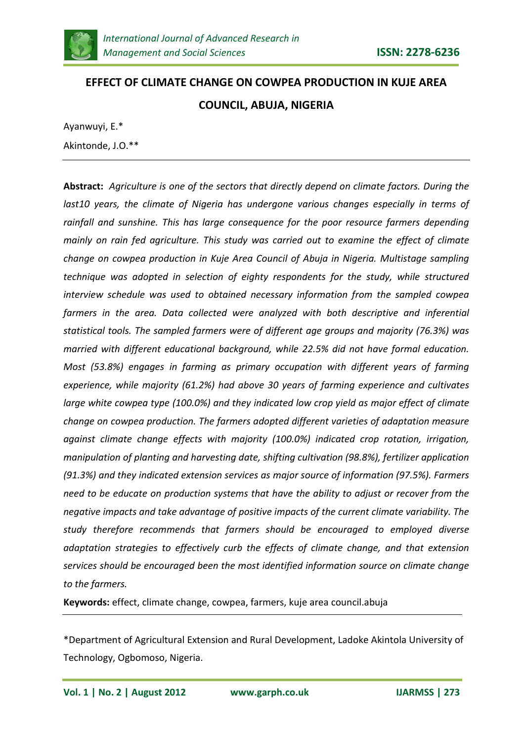# EFFECT OF CLIMATE CHANGE ON COWPEA PRODUCTION IN KUJE AREA COUNCIL, ABUJA, NIGERIA

Ayanwuyi, E.*

Akintonde, J.O.**

---

**Abstract:** *Agriculture is one of the sectors that directly depend on climate factors. During the last10 years, the climate of Nigeria has undergone various changes especially in terms of rainfall and sunshine. This has large consequence for the poor resource farmers depending mainly on rain fed agriculture. This study was carried out to examine the effect of climate change on cowpea production in Kuje Area Council of Abuja in Nigeria. Multistage sampling technique was adopted in selection of eighty respondents for the study, while structured interview schedule was used to obtained necessary information from the sampled cowpea farmers in the area. Data collected were analyzed with both descriptive and inferential statistical tools. The sampled farmers were of different age groups and majority (76.3%) was married with different educational background, while 22.5% did not have formal education. Most (53.8%) engages in farming as primary occupation with different years of farming experience, while majority (61.2%) had above 30 years of farming experience and cultivates large white cowpea type (100.0%) and they indicated low crop yield as major effect of climate change on cowpea production. The farmers adopted different varieties of adaptation measure against climate change effects with majority (100.0%) indicated crop rotation, irrigation, manipulation of planting and harvesting date, shifting cultivation (98.8%), fertilizer application (91.3%) and they indicated extension services as major source of information (97.5%). Farmers need to be educate on production systems that have the ability to adjust or recover from the negative impacts and take advantage of positive impacts of the current climate variability. The study therefore recommends that farmers should be encouraged to employed diverse adaptation strategies to effectively curb the effects of climate change, and that extension services should be encouraged been the most identified information source on climate change to the farmers.*

**Keywords:** effect, climate change, cowpea, farmers, kuje area council.abuja

---

*Department of Agricultural Extension and Rural Development, Ladoke Akintola University of Technology, Ogbomoso, Nigeria.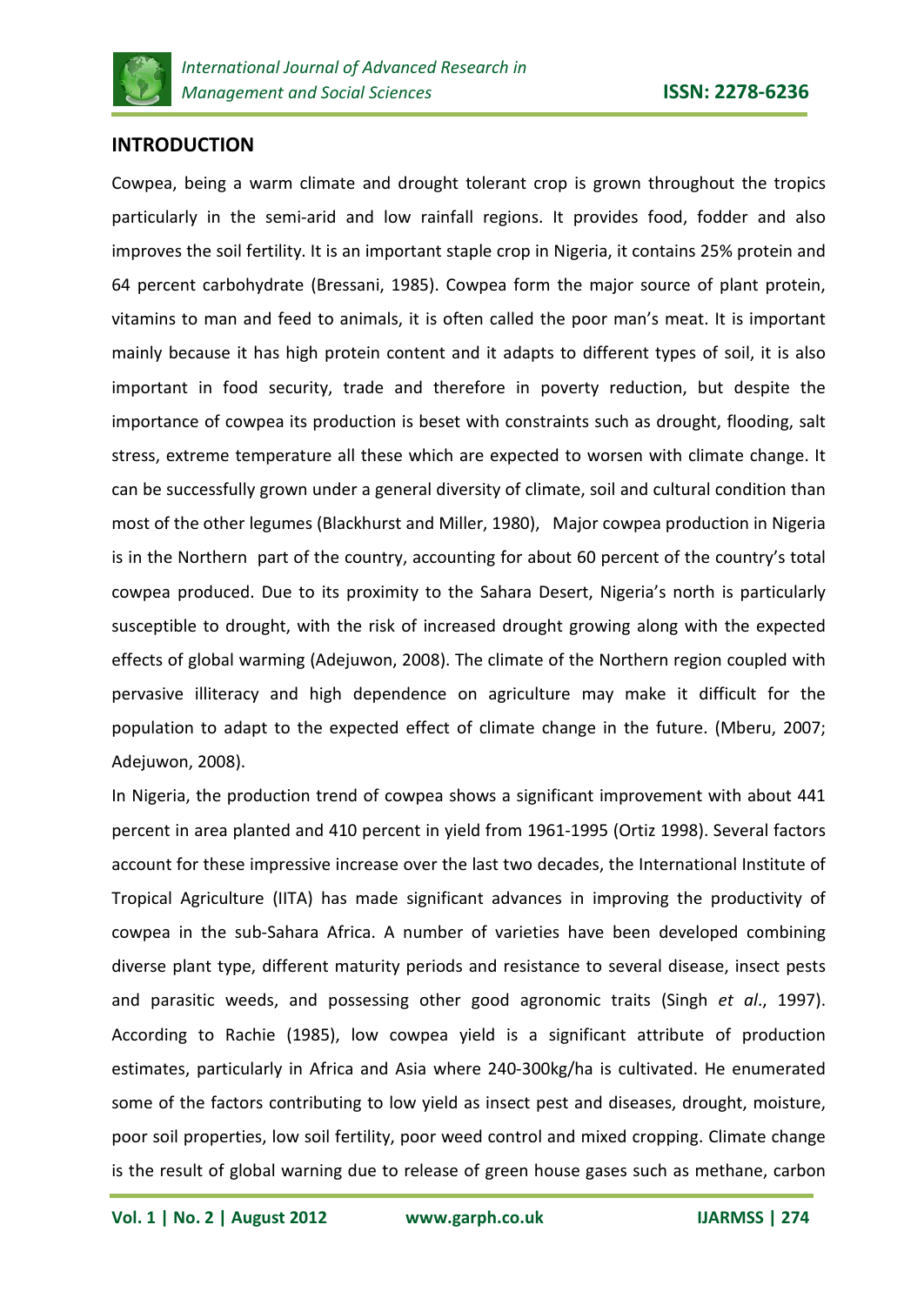## INTRODUCTION

Cowpea, being a warm climate and drought tolerant crop is grown throughout the tropics particularly in the semi-arid and low rainfall regions. It provides food, fodder and also improves the soil fertility. It is an important staple crop in Nigeria, it contains 25% protein and 64 percent carbohydrate (Bressani, 1985). Cowpea form the major source of plant protein, vitamins to man and feed to animals, it is often called the poor man's meat. It is important mainly because it has high protein content and it adapts to different types of soil, it is also important in food security, trade and therefore in poverty reduction, but despite the importance of cowpea its production is beset with constraints such as drought, flooding, salt stress, extreme temperature all these which are expected to worsen with climate change. It can be successfully grown under a general diversity of climate, soil and cultural condition than most of the other legumes (Blackhurst and Miller, 1980), Major cowpea production in Nigeria is in the Northern part of the country, accounting for about 60 percent of the country's total cowpea produced. Due to its proximity to the Sahara Desert, Nigeria's north is particularly susceptible to drought, with the risk of increased drought growing along with the expected effects of global warming (Adejuwon, 2008). The climate of the Northern region coupled with pervasive illiteracy and high dependence on agriculture may make it difficult for the population to adapt to the expected effect of climate change in the future. (Mberu, 2007; Adejuwon, 2008).

In Nigeria, the production trend of cowpea shows a significant improvement with about 441 percent in area planted and 410 percent in yield from 1961-1995 (Ortiz 1998). Several factors account for these impressive increase over the last two decades, the International Institute of Tropical Agriculture (IITA) has made significant advances in improving the productivity of cowpea in the sub-Sahara Africa. A number of varieties have been developed combining diverse plant type, different maturity periods and resistance to several disease, insect pests and parasitic weeds, and possessing other good agronomic traits (Singh *et al*., 1997). According to Rachie (1985), low cowpea yield is a significant attribute of production estimates, particularly in Africa and Asia where 240-300kg/ha is cultivated. He enumerated some of the factors contributing to low yield as insect pest and diseases, drought, moisture, poor soil properties, low soil fertility, poor weed control and mixed cropping. Climate change is the result of global warning due to release of green house gases such as methane, carbon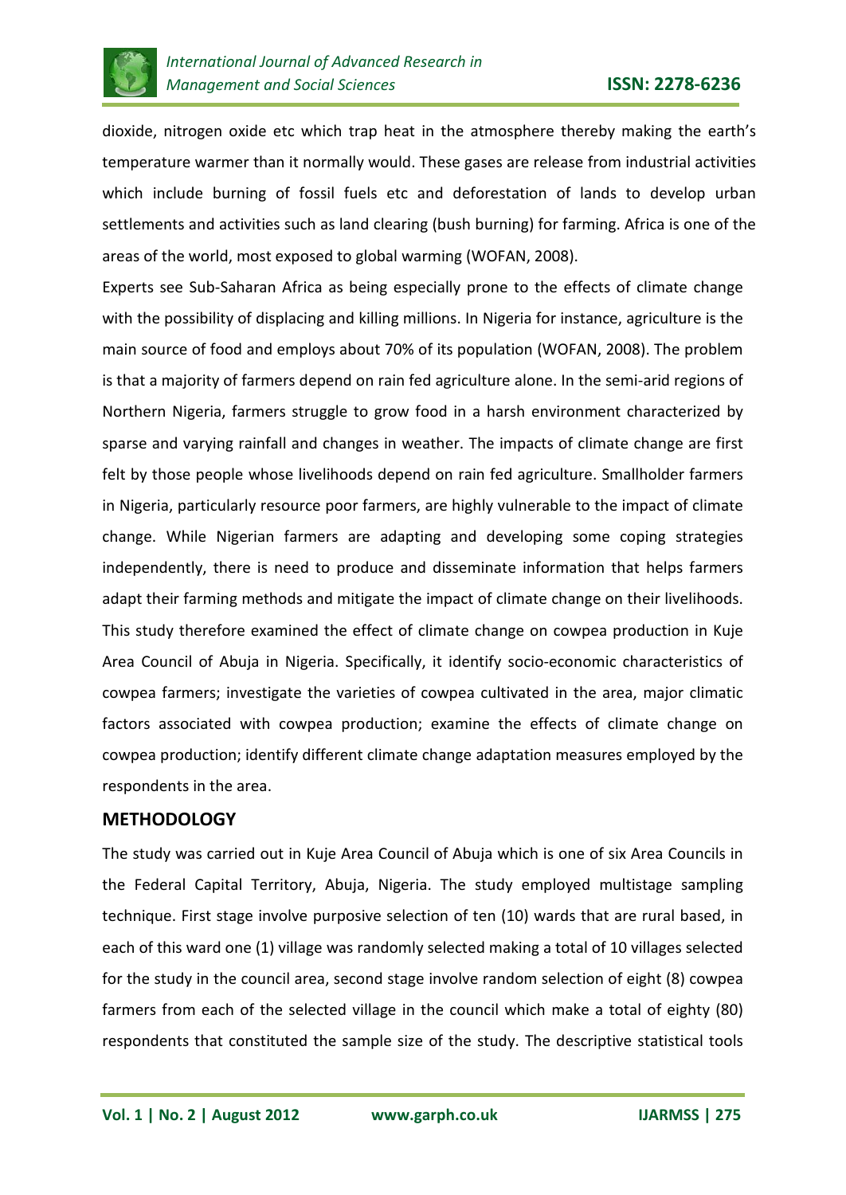dioxide, nitrogen oxide etc which trap heat in the atmosphere thereby making the earth's temperature warmer than it normally would. These gases are release from industrial activities which include burning of fossil fuels etc and deforestation of lands to develop urban settlements and activities such as land clearing (bush burning) for farming. Africa is one of the areas of the world, most exposed to global warming (WOFAN, 2008).

Experts see Sub-Saharan Africa as being especially prone to the effects of climate change with the possibility of displacing and killing millions. In Nigeria for instance, agriculture is the main source of food and employs about 70% of its population (WOFAN, 2008). The problem is that a majority of farmers depend on rain fed agriculture alone. In the semi-arid regions of Northern Nigeria, farmers struggle to grow food in a harsh environment characterized by sparse and varying rainfall and changes in weather. The impacts of climate change are first felt by those people whose livelihoods depend on rain fed agriculture. Smallholder farmers in Nigeria, particularly resource poor farmers, are highly vulnerable to the impact of climate change. While Nigerian farmers are adapting and developing some coping strategies independently, there is need to produce and disseminate information that helps farmers adapt their farming methods and mitigate the impact of climate change on their livelihoods. This study therefore examined the effect of climate change on cowpea production in Kuje Area Council of Abuja in Nigeria. Specifically, it identify socio-economic characteristics of cowpea farmers; investigate the varieties of cowpea cultivated in the area, major climatic factors associated with cowpea production; examine the effects of climate change on cowpea production; identify different climate change adaptation measures employed by the respondents in the area.

## METHODOLOGY

The study was carried out in Kuje Area Council of Abuja which is one of six Area Councils in the Federal Capital Territory, Abuja, Nigeria. The study employed multistage sampling technique. First stage involve purposive selection of ten (10) wards that are rural based, in each of this ward one (1) village was randomly selected making a total of 10 villages selected for the study in the council area, second stage involve random selection of eight (8) cowpea farmers from each of the selected village in the council which make a total of eighty (80) respondents that constituted the sample size of the study. The descriptive statistical tools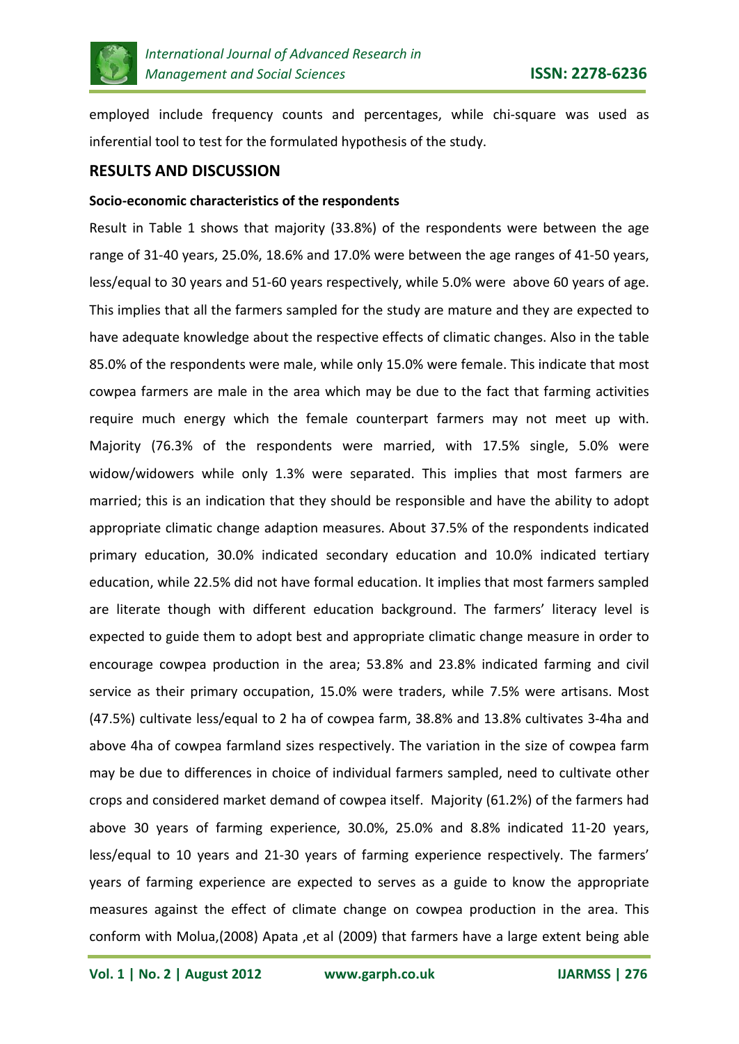employed include frequency counts and percentages, while chi-square was used as inferential tool to test for the formulated hypothesis of the study.

## RESULTS AND DISCUSSION

### Socio-economic characteristics of the respondents

Result in Table 1 shows that majority (33.8%) of the respondents were between the age range of 31-40 years, 25.0%, 18.6% and 17.0% were between the age ranges of 41-50 years, less/equal to 30 years and 51-60 years respectively, while 5.0% were above 60 years of age. This implies that all the farmers sampled for the study are mature and they are expected to have adequate knowledge about the respective effects of climatic changes. Also in the table 85.0% of the respondents were male, while only 15.0% were female. This indicate that most cowpea farmers are male in the area which may be due to the fact that farming activities require much energy which the female counterpart farmers may not meet up with. Majority (76.3% of the respondents were married, with 17.5% single, 5.0% were widow/widowers while only 1.3% were separated. This implies that most farmers are married; this is an indication that they should be responsible and have the ability to adopt appropriate climatic change adaption measures. About 37.5% of the respondents indicated primary education, 30.0% indicated secondary education and 10.0% indicated tertiary education, while 22.5% did not have formal education. It implies that most farmers sampled are literate though with different education background. The farmers' literacy level is expected to guide them to adopt best and appropriate climatic change measure in order to encourage cowpea production in the area; 53.8% and 23.8% indicated farming and civil service as their primary occupation, 15.0% were traders, while 7.5% were artisans. Most (47.5%) cultivate less/equal to 2 ha of cowpea farm, 38.8% and 13.8% cultivates 3-4ha and above 4ha of cowpea farmland sizes respectively. The variation in the size of cowpea farm may be due to differences in choice of individual farmers sampled, need to cultivate other crops and considered market demand of cowpea itself. Majority (61.2%) of the farmers had above 30 years of farming experience, 30.0%, 25.0% and 8.8% indicated 11-20 years, less/equal to 10 years and 21-30 years of farming experience respectively. The farmers' years of farming experience are expected to serves as a guide to know the appropriate measures against the effect of climate change on cowpea production in the area. This conform with Molua,(2008) Apata ,et al (2009) that farmers have a large extent being able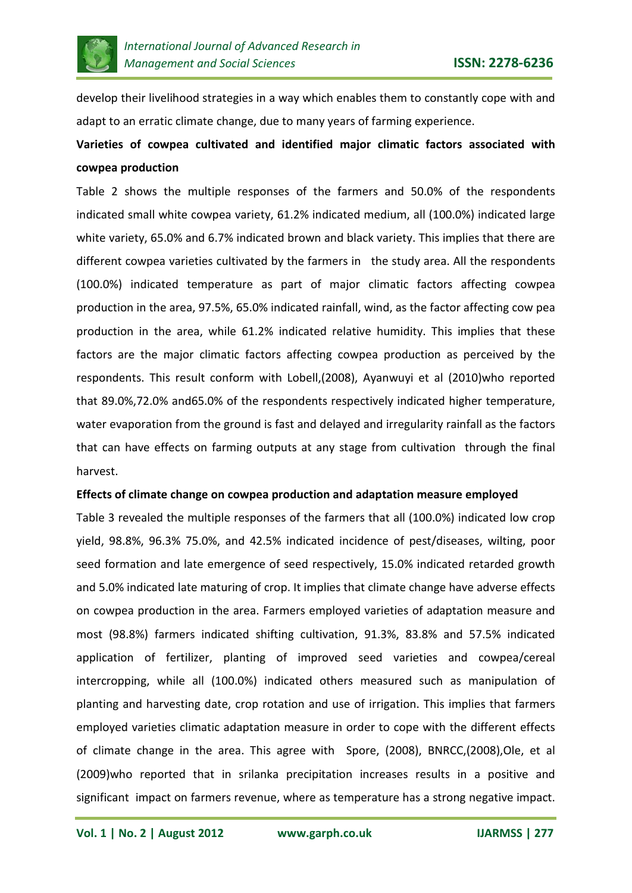develop their livelihood strategies in a way which enables them to constantly cope with and adapt to an erratic climate change, due to many years of farming experience.

**Varieties of cowpea cultivated and identified major climatic factors associated with cowpea production**

Table 2 shows the multiple responses of the farmers and 50.0% of the respondents indicated small white cowpea variety, 61.2% indicated medium, all (100.0%) indicated large white variety, 65.0% and 6.7% indicated brown and black variety. This implies that there are different cowpea varieties cultivated by the farmers in the study area. All the respondents (100.0%) indicated temperature as part of major climatic factors affecting cowpea production in the area, 97.5%, 65.0% indicated rainfall, wind, as the factor affecting cow pea production in the area, while 61.2% indicated relative humidity. This implies that these factors are the major climatic factors affecting cowpea production as perceived by the respondents. This result conform with Lobell,(2008), Ayanwuyi et al (2010)who reported that 89.0%,72.0% and65.0% of the respondents respectively indicated higher temperature, water evaporation from the ground is fast and delayed and irregularity rainfall as the factors that can have effects on farming outputs at any stage from cultivation through the final harvest.

**Effects of climate change on cowpea production and adaptation measure employed**

Table 3 revealed the multiple responses of the farmers that all (100.0%) indicated low crop yield, 98.8%, 96.3% 75.0%, and 42.5% indicated incidence of pest/diseases, wilting, poor seed formation and late emergence of seed respectively, 15.0% indicated retarded growth and 5.0% indicated late maturing of crop. It implies that climate change have adverse effects on cowpea production in the area. Farmers employed varieties of adaptation measure and most (98.8%) farmers indicated shifting cultivation, 91.3%, 83.8% and 57.5% indicated application of fertilizer, planting of improved seed varieties and cowpea/cereal intercropping, while all (100.0%) indicated others measured such as manipulation of planting and harvesting date, crop rotation and use of irrigation. This implies that farmers employed varieties climatic adaptation measure in order to cope with the different effects of climate change in the area. This agree with Spore, (2008), BNRCC,(2008),Ole, et al (2009)who reported that in srilanka precipitation increases results in a positive and significant impact on farmers revenue, where as temperature has a strong negative impact.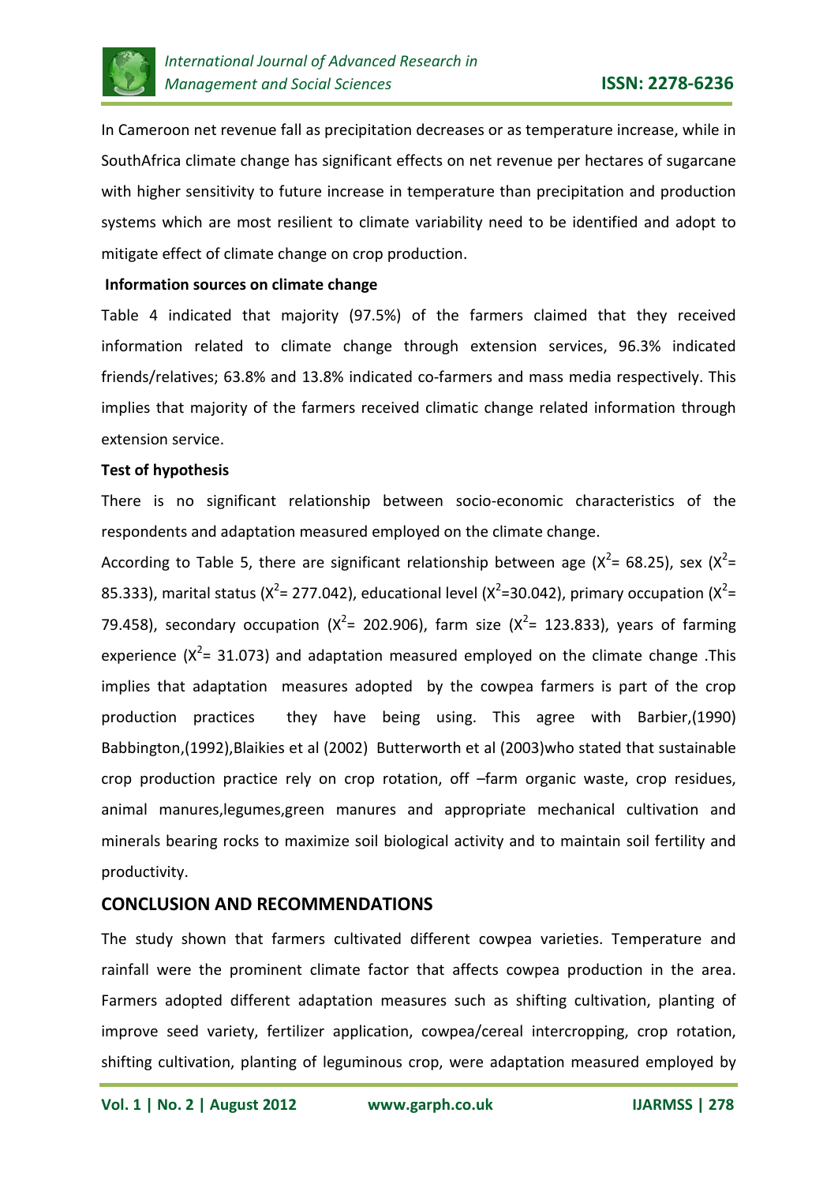In Cameroon net revenue fall as precipitation decreases or as temperature increase, while in SouthAfrica climate change has significant effects on net revenue per hectares of sugarcane with higher sensitivity to future increase in temperature than precipitation and production systems which are most resilient to climate variability need to be identified and adopt to mitigate effect of climate change on crop production.

**Information sources on climate change**

Table 4 indicated that majority (97.5%) of the farmers claimed that they received information related to climate change through extension services, 96.3% indicated friends/relatives; 63.8% and 13.8% indicated co-farmers and mass media respectively. This implies that majority of the farmers received climatic change related information through extension service.

**Test of hypothesis**

There is no significant relationship between socio-economic characteristics of the respondents and adaptation measured employed on the climate change.

According to Table 5, there are significant relationship between age ($X^2$= 68.25), sex ($X^2$= 85.333), marital status ($X^2$= 277.042), educational level ($X^2$=30.042), primary occupation ($X^2$= 79.458), secondary occupation ($X^2$= 202.906), farm size ($X^2$= 123.833), years of farming experience ($X^2$= 31.073) and adaptation measured employed on the climate change .This implies that adaptation measures adopted by the cowpea farmers is part of the crop production practices they have being using. This agree with Barbier,(1990) Babbington,(1992),Blaikies et al (2002) Butterworth et al (2003)who stated that sustainable crop production practice rely on crop rotation, off –farm organic waste, crop residues, animal manures,legumes,green manures and appropriate mechanical cultivation and minerals bearing rocks to maximize soil biological activity and to maintain soil fertility and productivity.

## CONCLUSION AND RECOMMENDATIONS

The study shown that farmers cultivated different cowpea varieties. Temperature and rainfall were the prominent climate factor that affects cowpea production in the area. Farmers adopted different adaptation measures such as shifting cultivation, planting of improve seed variety, fertilizer application, cowpea/cereal intercropping, crop rotation, shifting cultivation, planting of leguminous crop, were adaptation measured employed by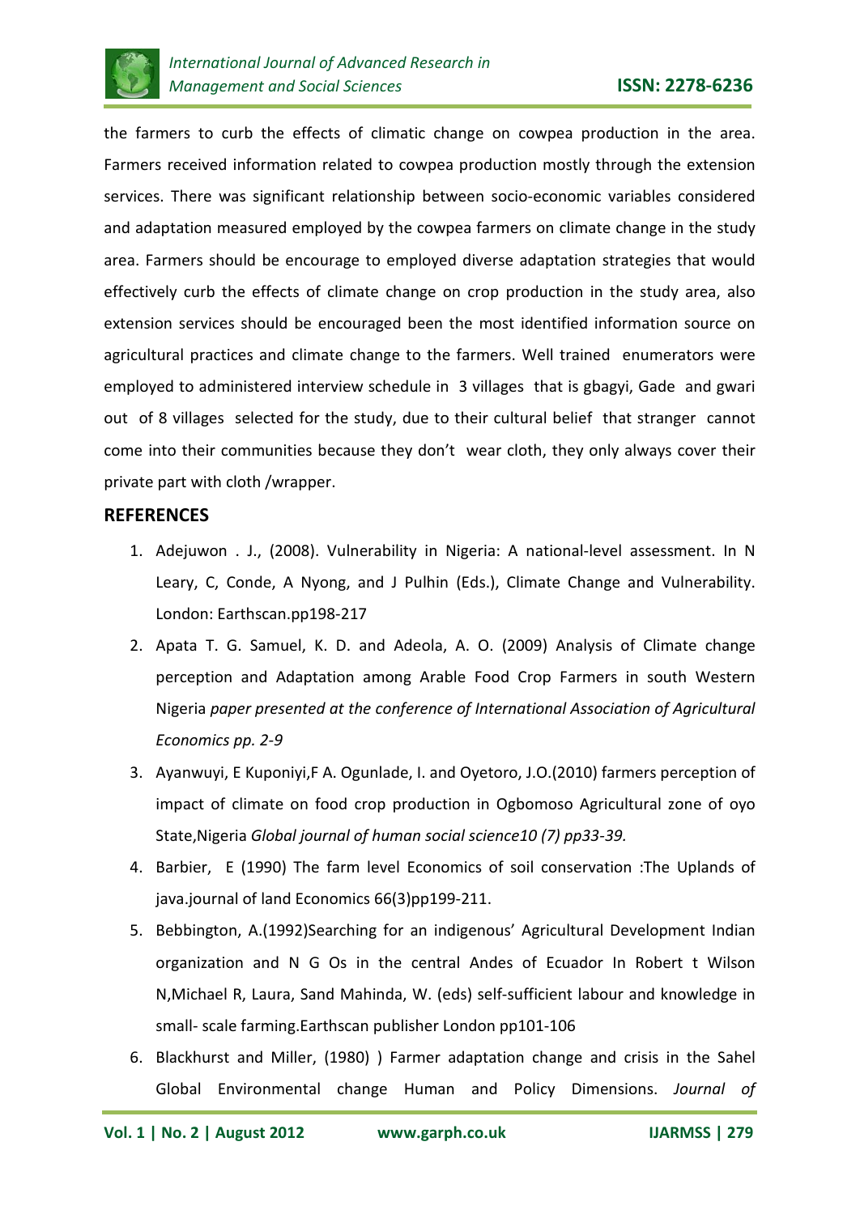the farmers to curb the effects of climatic change on cowpea production in the area. Farmers received information related to cowpea production mostly through the extension services. There was significant relationship between socio-economic variables considered and adaptation measured employed by the cowpea farmers on climate change in the study area. Farmers should be encourage to employed diverse adaptation strategies that would effectively curb the effects of climate change on crop production in the study area, also extension services should be encouraged been the most identified information source on agricultural practices and climate change to the farmers. Well trained enumerators were employed to administered interview schedule in 3 villages that is gbagyi, Gade and gwari out of 8 villages selected for the study, due to their cultural belief that stranger cannot come into their communities because they don't wear cloth, they only always cover their private part with cloth /wrapper.

## REFERENCES

1. Adejuwon . J., (2008). Vulnerability in Nigeria: A national-level assessment. In N Leary, C, Conde, A Nyong, and J Pulhin (Eds.), Climate Change and Vulnerability. London: Earthscan.pp198-217
2. Apata T. G. Samuel, K. D. and Adeola, A. O. (2009) Analysis of Climate change perception and Adaptation among Arable Food Crop Farmers in south Western Nigeria *paper presented at the conference of International Association of Agricultural Economics pp. 2-9*
3. Ayanwuyi, E Kuponiyi,F A. Ogunlade, I. and Oyetoro, J.O.(2010) farmers perception of impact of climate on food crop production in Ogbomoso Agricultural zone of oyo State,Nigeria *Global journal of human social science10 (7) pp33-39.*
4. Barbier, E (1990) The farm level Economics of soil conservation :The Uplands of java.journal of land Economics 66(3)pp199-211.
5. Bebbington, A.(1992)Searching for an indigenous' Agricultural Development Indian organization and N G Os in the central Andes of Ecuador In Robert t Wilson N,Michael R, Laura, Sand Mahinda, W. (eds) self-sufficient labour and knowledge in small- scale farming.Earthscan publisher London pp101-106
6. Blackhurst and Miller, (1980) ) Farmer adaptation change and crisis in the Sahel Global Environmental change Human and Policy Dimensions. *Journal of*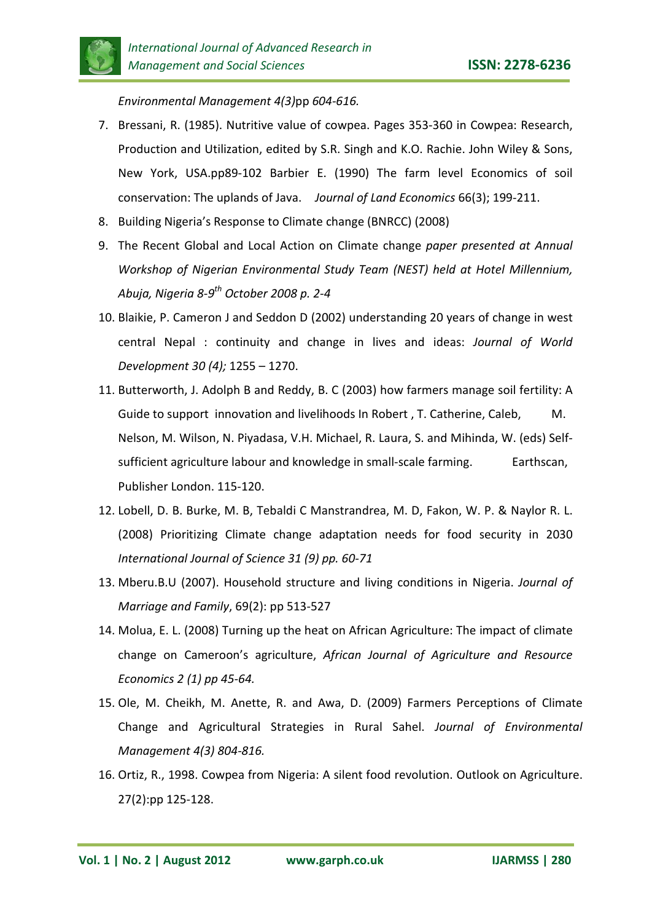*Environmental Management 4(3)*pp *604-616.*

7. Bressani, R. (1985). Nutritive value of cowpea. Pages 353-360 in Cowpea: Research, Production and Utilization, edited by S.R. Singh and K.O. Rachie. John Wiley & Sons, New York, USA.pp89-102 Barbier E. (1990) The farm level Economics of soil conservation: The uplands of Java. *Journal of Land Economics* 66(3); 199-211.
8. Building Nigeria's Response to Climate change (BNRCC) (2008)
9. The Recent Global and Local Action on Climate change *paper presented at Annual Workshop of Nigerian Environmental Study Team (NEST) held at Hotel Millennium, Abuja, Nigeria 8-9th October 2008 p. 2-4*
10. Blaikie, P. Cameron J and Seddon D (2002) understanding 20 years of change in west central Nepal : continuity and change in lives and ideas: *Journal of World Development 30 (4);* 1255 – 1270.
11. Butterworth, J. Adolph B and Reddy, B. C (2003) how farmers manage soil fertility: A Guide to support innovation and livelihoods In Robert , T. Catherine, Caleb, M. Nelson, M. Wilson, N. Piyadasa, V.H. Michael, R. Laura, S. and Mihinda, W. (eds) Self-sufficient agriculture labour and knowledge in small-scale farming. Earthscan, Publisher London. 115-120.
12. Lobell, D. B. Burke, M. B, Tebaldi C Manstrandrea, M. D, Fakon, W. P. & Naylor R. L. (2008) Prioritizing Climate change adaptation needs for food security in 2030 *International Journal of Science 31 (9) pp. 60-71*
13. Mberu.B.U (2007). Household structure and living conditions in Nigeria. *Journal of Marriage and Family*, 69(2): pp 513-527
14. Molua, E. L. (2008) Turning up the heat on African Agriculture: The impact of climate change on Cameroon's agriculture, *African Journal of Agriculture and Resource Economics 2 (1) pp 45-64.*
15. Ole, M. Cheikh, M. Anette, R. and Awa, D. (2009) Farmers Perceptions of Climate Change and Agricultural Strategies in Rural Sahel. *Journal of Environmental Management 4(3) 804-816.*
16. Ortiz, R., 1998. Cowpea from Nigeria: A silent food revolution. Outlook on Agriculture. 27(2):pp 125-128.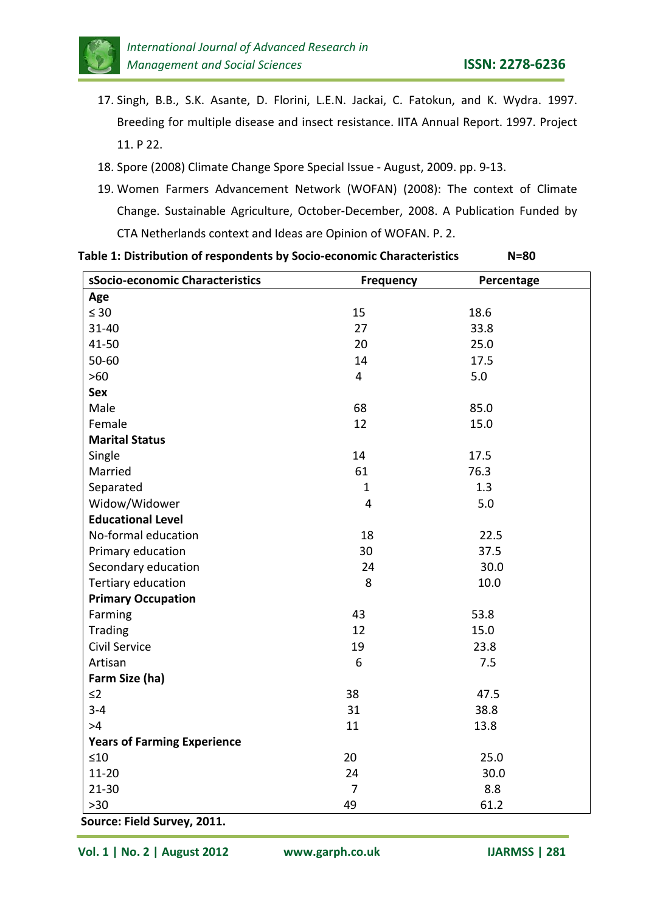17. Singh, B.B., S.K. Asante, D. Florini, L.E.N. Jackai, C. Fatokun, and K. Wydra. 1997. Breeding for multiple disease and insect resistance. IITA Annual Report. 1997. Project 11. P 22.
18. Spore (2008) Climate Change Spore Special Issue - August, 2009. pp. 9-13.
19. Women Farmers Advancement Network (WOFAN) (2008): The context of Climate Change. Sustainable Agriculture, October-December, 2008. A Publication Funded by CTA Netherlands context and Ideas are Opinion of WOFAN. P. 2.

**Table 1: Distribution of respondents by Socio-economic Characteristics N=80**

| sSocio-economic Characteristics | Frequency | Percentage |
|---|---|---|
| **Age** | | |
| ≤ 30 | 15 | 18.6 |
| 31-40 | 27 | 33.8 |
| 41-50 | 20 | 25.0 |
| 50-60 | 14 | 17.5 |
| >60 | 4 | 5.0 |
| **Sex** | | |
| Male | 68 | 85.0 |
| Female | 12 | 15.0 |
| **Marital Status** | | |
| Single | 14 | 17.5 |
| Married | 61 | 76.3 |
| Separated | 1 | 1.3 |
| Widow/Widower | 4 | 5.0 |
| **Educational Level** | | |
| No-formal education | 18 | 22.5 |
| Primary education | 30 | 37.5 |
| Secondary education | 24 | 30.0 |
| Tertiary education | 8 | 10.0 |
| **Primary Occupation** | | |
| Farming | 43 | 53.8 |
| Trading | 12 | 15.0 |
| Civil Service | 19 | 23.8 |
| Artisan | 6 | 7.5 |
| **Farm Size (ha)** | | |
| ≤2 | 38 | 47.5 |
| 3-4 | 31 | 38.8 |
| >4 | 11 | 13.8 |
| **Years of Farming Experience** | | |
| ≤10 | 20 | 25.0 |
| 11-20 | 24 | 30.0 |
| 21-30 | 7 | 8.8 |
| >30 | 49 | 61.2 |

**Source: Field Survey, 2011.**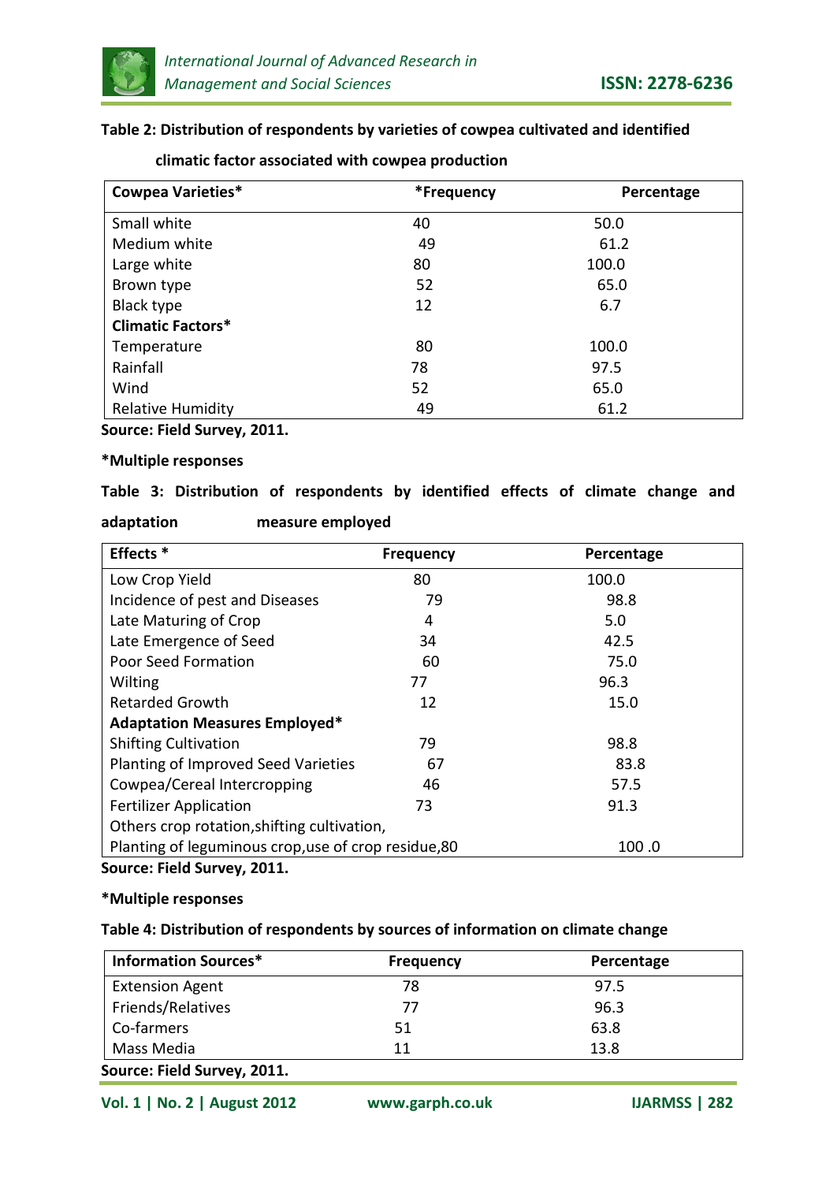**Table 2: Distribution of respondents by varieties of cowpea cultivated and identified climatic factor associated with cowpea production**

| Cowpea Varieties* | *Frequency | Percentage |
|---|---|---|
| Small white | 40 | 50.0 |
| Medium white | 49 | 61.2 |
| Large white | 80 | 100.0 |
| Brown type | 52 | 65.0 |
| Black type | 12 | 6.7 |
| **Climatic Factors*** | | |
| Temperature | 80 | 100.0 |
| Rainfall | 78 | 97.5 |
| Wind | 52 | 65.0 |
| Relative Humidity | 49 | 61.2 |

**Source: Field Survey, 2011.**

***Multiple responses**

**Table 3: Distribution of respondents by identified effects of climate change and adaptation measure employed**

| Effects * | Frequency | Percentage |
|---|---|---|
| Low Crop Yield | 80 | 100.0 |
| Incidence of pest and Diseases | 79 | 98.8 |
| Late Maturing of Crop | 4 | 5.0 |
| Late Emergence of Seed | 34 | 42.5 |
| Poor Seed Formation | 60 | 75.0 |
| Wilting | 77 | 96.3 |
| Retarded Growth | 12 | 15.0 |
| **Adaptation Measures Employed*** | | |
| Shifting Cultivation | 79 | 98.8 |
| Planting of Improved Seed Varieties | 67 | 83.8 |
| Cowpea/Cereal Intercropping | 46 | 57.5 |
| Fertilizer Application | 73 | 91.3 |
| Others crop rotation,shifting cultivation, Planting of leguminous crop,use of crop residue,80 | | 100 .0 |

**Source: Field Survey, 2011.**

***Multiple responses**

**Table 4: Distribution of respondents by sources of information on climate change**

| Information Sources* | Frequency | Percentage |
|---|---|---|
| Extension Agent | 78 | 97.5 |
| Friends/Relatives | 77 | 96.3 |
| Co-farmers | 51 | 63.8 |
| Mass Media | 11 | 13.8 |

**Source: Field Survey, 2011.**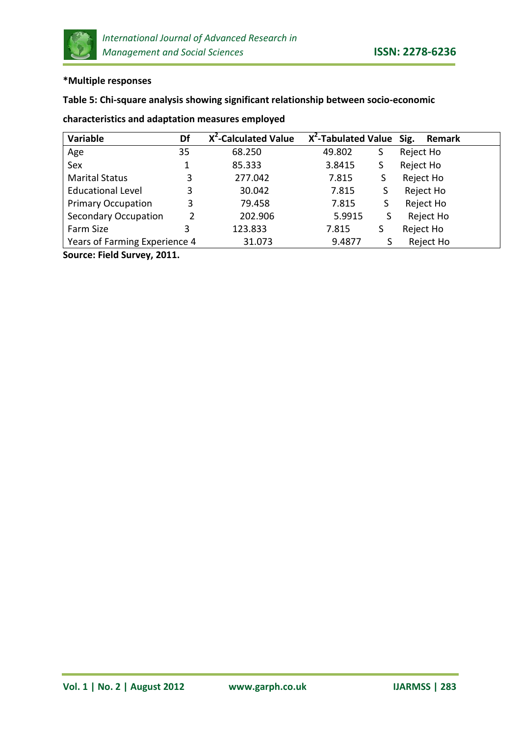**\*Multiple responses**

**Table 5: Chi-square analysis showing significant relationship between socio-economic characteristics and adaptation measures employed**

| Variable | Df | $X^2$-Calculated Value | $X^2$-Tabulated Value | Sig. | Remark |
|---|---|---|---|---|---|
| Age | 35 | 68.250 | 49.802 | S | Reject Ho |
| Sex | 1 | 85.333 | 3.8415 | S | Reject Ho |
| Marital Status | 3 | 277.042 | 7.815 | S | Reject Ho |
| Educational Level | 3 | 30.042 | 7.815 | S | Reject Ho |
| Primary Occupation | 3 | 79.458 | 7.815 | S | Reject Ho |
| Secondary Occupation | 2 | 202.906 | 5.9915 | S | Reject Ho |
| Farm Size | 3 | 123.833 | 7.815 | S | Reject Ho |
| Years of Farming Experience | 4 | 31.073 | 9.4877 | S | Reject Ho |

**Source: Field Survey, 2011.**